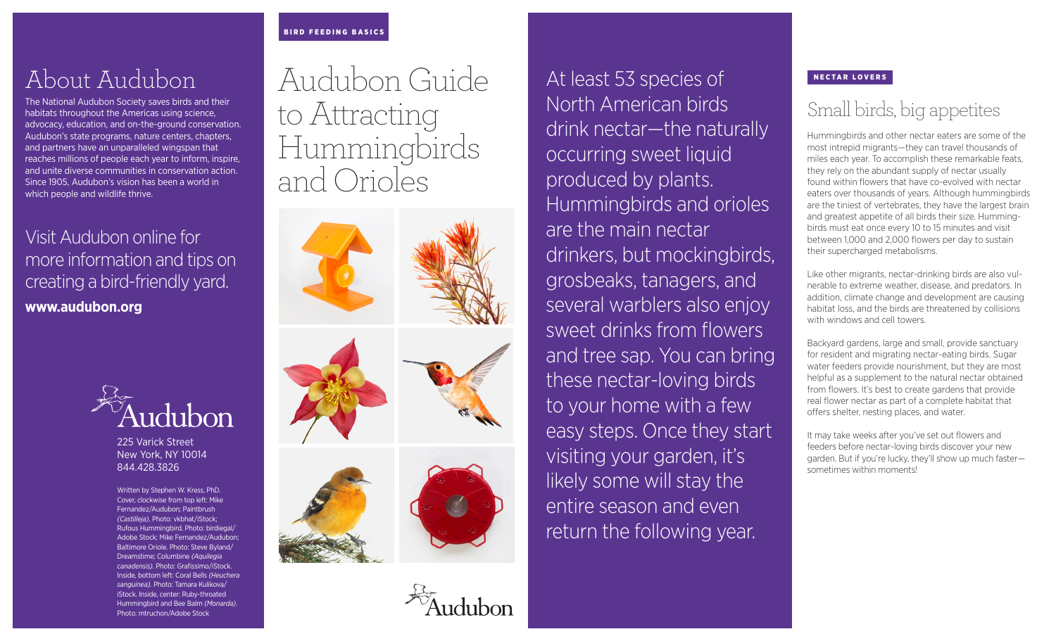# About Audubon

The National Audubon Society saves birds and their habitats throughout the Americas using science, advocacy, education, and on-the-ground conservation. Audubon's state programs, nature centers, chapters, and partners have an unparalleled wingspan that reaches millions of people each year to inform, inspire, and unite diverse communities in conservation action. Since 1905, Audubon's vision has been a world in which people and wildlife thrive.

Visit Audubon online for more information and tips on creating a bird-friendly yard.

**www.audubon.org**

Audubon

225 Varick Street
New York, NY 10014
844.428.3826

Written by Stephen W. Kress, PhD. Cover, clockwise from top left: Mike Fernandez/Audubon; Paintbrush *(Castilleja)*. Photo: vkbhat/iStock; Rufous Hummingbird. Photo: birdiegal/Adobe Stock; Mike Fernandez/Audubon; Baltimore Oriole. Photo: Steve Byland/Dreamstime; Columbine *(Aquilegia canadensis)*. Photo: Grafissimo/iStock. Inside, bottom left: Coral Bells *(Heuchera sanguinea)*. Photo: Tamara Kulikova/iStock. Inside, center: Ruby-throated Hummingbird and Bee Balm *(Monarda)*. Photo: mtruchon/Adobe Stock

**BIRD FEEDING BASICS**

# Audubon Guide to Attracting Hummingbirds and Orioles

Audubon

At least 53 species of North American birds drink nectar—the naturally occurring sweet liquid produced by plants. Hummingbirds and orioles are the main nectar drinkers, but mockingbirds, grosbeaks, tanagers, and several warblers also enjoy sweet drinks from flowers and tree sap. You can bring these nectar-loving birds to your home with a few easy steps. Once they start visiting your garden, it's likely some will stay the entire season and even return the following year.

**NECTAR LOVERS**

## Small birds, big appetites

Hummingbirds and other nectar eaters are some of the most intrepid migrants—they can travel thousands of miles each year. To accomplish these remarkable feats, they rely on the abundant supply of nectar usually found within flowers that have co-evolved with nectar eaters over thousands of years. Although hummingbirds are the tiniest of vertebrates, they have the largest brain and greatest appetite of all birds their size. Hummingbirds must eat once every 10 to 15 minutes and visit between 1,000 and 2,000 flowers per day to sustain their supercharged metabolisms.

Like other migrants, nectar-drinking birds are also vulnerable to extreme weather, disease, and predators. In addition, climate change and development are causing habitat loss, and the birds are threatened by collisions with windows and cell towers.

Backyard gardens, large and small, provide sanctuary for resident and migrating nectar-eating birds. Sugar water feeders provide nourishment, but they are most helpful as a supplement to the natural nectar obtained from flowers. It's best to create gardens that provide real flower nectar as part of a complete habitat that offers shelter, nesting places, and water.

It may take weeks after you've set out flowers and feeders before nectar-loving birds discover your new garden. But if you're lucky, they'll show up much faster—sometimes within moments!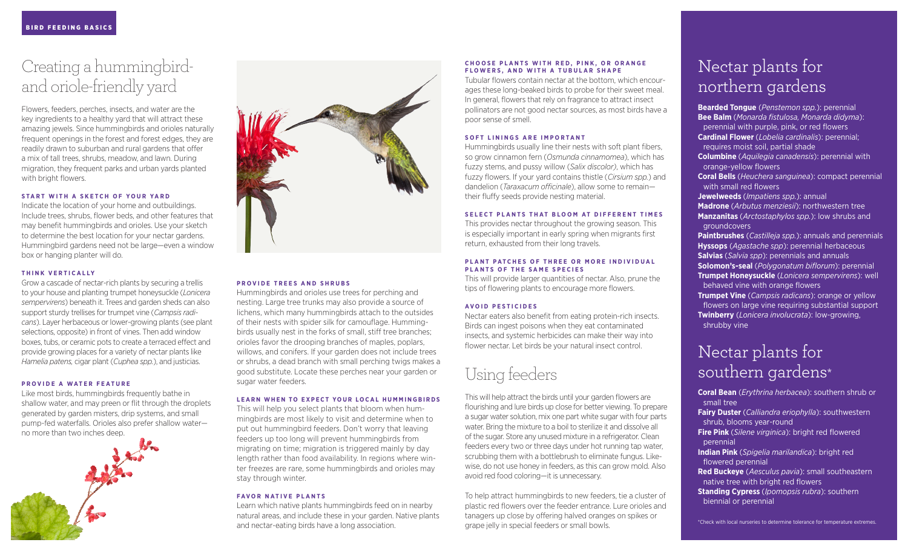BIRD FEEDING BASICS

# Creating a hummingbird- and oriole-friendly yard

Flowers, feeders, perches, insects, and water are the key ingredients to a healthy yard that will attract these amazing jewels. Since hummingbirds and orioles naturally frequent openings in the forest and forest edges, they are readily drawn to suburban and rural gardens that offer a mix of tall trees, shrubs, meadow, and lawn. During migration, they frequent parks and urban yards planted with bright flowers.

### START WITH A SKETCH OF YOUR YARD

Indicate the location of your home and outbuildings. Include trees, shrubs, flower beds, and other features that may benefit hummingbirds and orioles. Use your sketch to determine the best location for your nectar gardens. Hummingbird gardens need not be large—even a window box or hanging planter will do.

### THINK VERTICALLY

Grow a cascade of nectar-rich plants by securing a trellis to your house and planting trumpet honeysuckle (*Lonicera sempervirens*) beneath it. Trees and garden sheds can also support sturdy trellises for trumpet vine (*Campsis radicans*). Layer herbaceous or lower-growing plants (see plant selections, opposite) in front of vines. Then add window boxes, tubs, or ceramic pots to create a terraced effect and provide growing places for a variety of nectar plants like *Hamelia patens,* cigar plant (*Cuphea spp.*), and justicias.

### PROVIDE A WATER FEATURE

Like most birds, hummingbirds frequently bathe in shallow water, and may preen or flit through the droplets generated by garden misters, drip systems, and small pump-fed waterfalls. Orioles also prefer shallow water—no more than two inches deep.

### PROVIDE TREES AND SHRUBS

Hummingbirds and orioles use trees for perching and nesting. Large tree trunks may also provide a source of lichens, which many hummingbirds attach to the outsides of their nests with spider silk for camouflage. Hummingbirds usually nest in the forks of small, stiff tree branches; orioles favor the drooping branches of maples, poplars, willows, and conifers. If your garden does not include trees or shrubs, a dead branch with small perching twigs makes a good substitute. Locate these perches near your garden or sugar water feeders.

### LEARN WHEN TO EXPECT YOUR LOCAL HUMMINGBIRDS

This will help you select plants that bloom when hummingbirds are most likely to visit and determine when to put out hummingbird feeders. Don't worry that leaving feeders up too long will prevent hummingbirds from migrating on time; migration is triggered mainly by day length rather than food availability. In regions where winter freezes are rare, some hummingbirds and orioles may stay through winter.

### FAVOR NATIVE PLANTS

Learn which native plants hummingbirds feed on in nearby natural areas, and include these in your garden. Native plants and nectar-eating birds have a long association.

### CHOOSE PLANTS WITH RED, PINK, OR ORANGE FLOWERS, AND WITH A TUBULAR SHAPE

Tubular flowers contain nectar at the bottom, which encourages these long-beaked birds to probe for their sweet meal. In general, flowers that rely on fragrance to attract insect pollinators are not good nectar sources, as most birds have a poor sense of smell.

### SOFT LININGS ARE IMPORTANT

Hummingbirds usually line their nests with soft plant fibers, so grow cinnamon fern (*Osmunda cinnamomea*), which has fuzzy stems, and pussy willow (*Salix discolor)*, which has fuzzy flowers. If your yard contains thistle (*Cirsium spp.*) and dandelion (*Taraxacum officinale*), allow some to remain—their fluffy seeds provide nesting material.

### SELECT PLANTS THAT BLOOM AT DIFFERENT TIMES

This provides nectar throughout the growing season. This is especially important in early spring when migrants first return, exhausted from their long travels.

### PLANT PATCHES OF THREE OR MORE INDIVIDUAL PLANTS OF THE SAME SPECIES

This will provide larger quantities of nectar. Also, prune the tips of flowering plants to encourage more flowers.

### AVOID PESTICIDES

Nectar eaters also benefit from eating protein-rich insects. Birds can ingest poisons when they eat contaminated insects, and systemic herbicides can make their way into flower nectar. Let birds be your natural insect control.

## Using feeders

This will help attract the birds until your garden flowers are flourishing and lure birds up close for better viewing. To prepare a sugar water solution, mix one part white sugar with four parts water. Bring the mixture to a boil to sterilize it and dissolve all of the sugar. Store any unused mixture in a refrigerator. Clean feeders every two or three days under hot running tap water, scrubbing them with a bottlebrush to eliminate fungus. Likewise, do not use honey in feeders, as this can grow mold. Also avoid red food coloring—it is unnecessary.

To help attract hummingbirds to new feeders, tie a cluster of plastic red flowers over the feeder entrance. Lure orioles and tanagers up close by offering halved oranges on spikes or grape jelly in special feeders or small bowls.

## Nectar plants for northern gardens

**Bearded Tongue** (*Penstemon spp.*): perennial
**Bee Balm** (*Monarda fistulosa, Monarda didyma*): perennial with purple, pink, or red flowers
**Cardinal Flower** (*Lobelia cardinalis*): perennial; requires moist soil, partial shade
**Columbine** (*Aquilegia canadensis*): perennial with orange-yellow flowers
**Coral Bells** (*Heuchera sanguinea*): compact perennial with small red flowers
**Jewelweeds** (*Impatiens spp.*): annual
**Madrone** (*Arbutus menziesii*): northwestern tree
**Manzanitas** (*Arctostaphylos spp.*): low shrubs and groundcovers
**Paintbrushes** (*Castilleja spp.*): annuals and perennials
**Hyssops** (*Agastache spp*): perennial herbaceous
**Salvias** (*Salvia spp*): perennials and annuals
**Solomon's-seal** (*Polygonatum biflorum*): perennial
**Trumpet Honeysuckle** (*Lonicera sempervirens*): well behaved vine with orange flowers
**Trumpet Vine** (*Campsis radicans*): orange or yellow flowers on large vine requiring substantial support
**Twinberry** (*Lonicera involucrata*): low-growing, shrubby vine

## Nectar plants for southern gardens*

**Coral Bean** (*Erythrina herbacea*): southern shrub or small tree
**Fairy Duster** (*Calliandra eriophylla*): southwestern shrub, blooms year-round
**Fire Pink** (*Silene virginica*): bright red flowered perennial
**Indian Pink** (*Spigelia marilandica*): bright red flowered perennial
**Red Buckeye** (*Aesculus pavia*): small southeastern native tree with bright red flowers
**Standing Cypress** (*Ipomopsis rubra*): southern biennial or perennial

*Check with local nurseries to determine tolerance for temperature extremes.